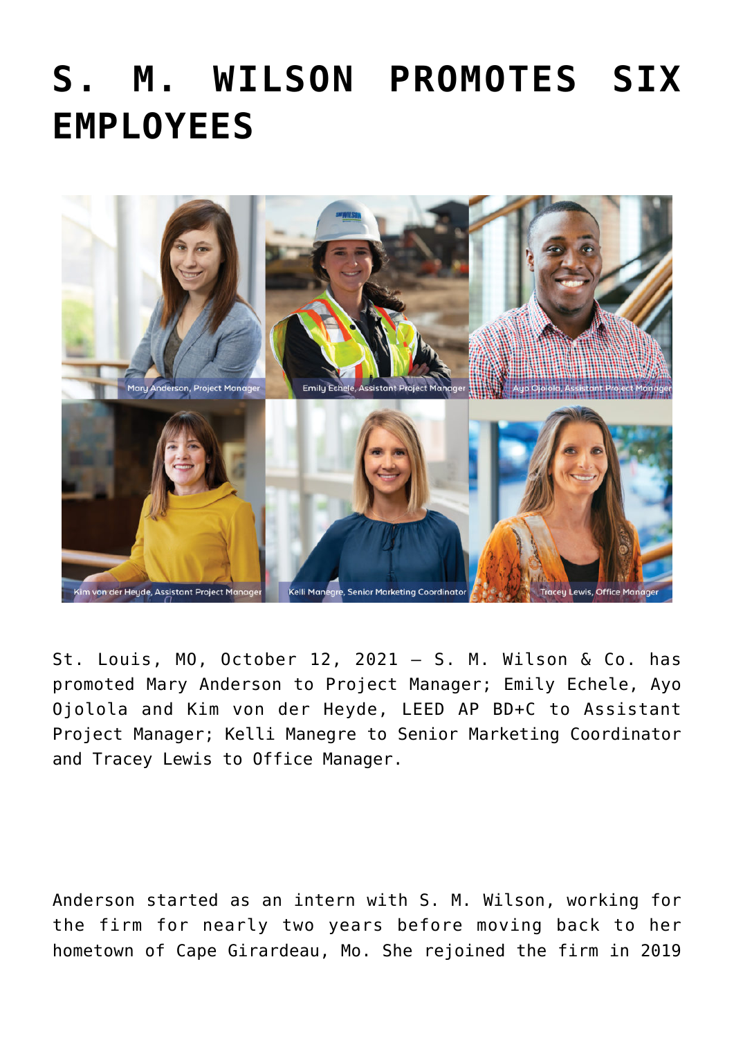# S. M. WILSON PROMOTES SIX EMPLOYEES

Mary Anderson, Project Manager

Emily Echele, Assistant Project Manager

Ayo Ojolola, Assistant Project Manager

Kim von der Heyde, Assistant Project Manager

Kelli Manegre, Senior Marketing Coordinator

Tracey Lewis, Office Manager

St. Louis, MO, October 12, 2021 – S. M. Wilson & Co. has promoted Mary Anderson to Project Manager; Emily Echele, Ayo Ojolola and Kim von der Heyde, LEED AP BD+C to Assistant Project Manager; Kelli Manegre to Senior Marketing Coordinator and Tracey Lewis to Office Manager.

Anderson started as an intern with S. M. Wilson, working for the firm for nearly two years before moving back to her hometown of Cape Girardeau, Mo. She rejoined the firm in 2019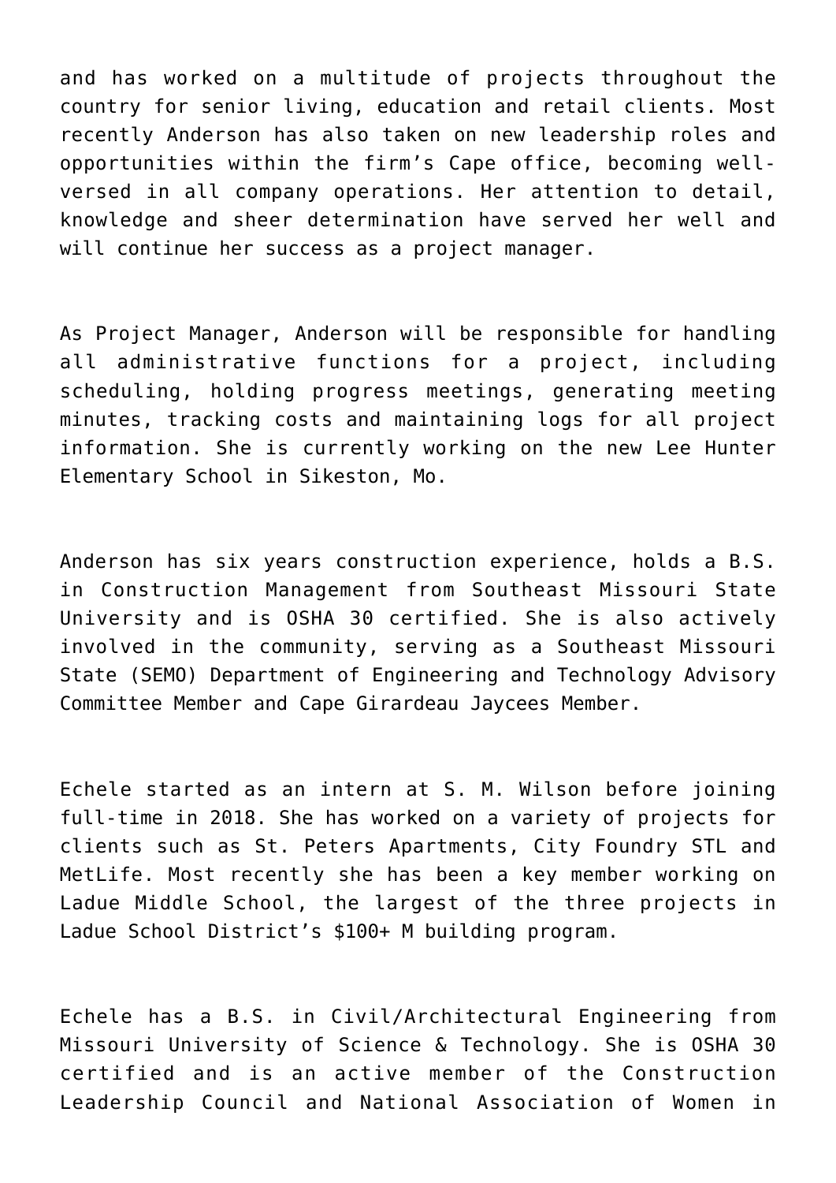and has worked on a multitude of projects throughout the country for senior living, education and retail clients. Most recently Anderson has also taken on new leadership roles and opportunities within the firm's Cape office, becoming well-versed in all company operations. Her attention to detail, knowledge and sheer determination have served her well and will continue her success as a project manager.

As Project Manager, Anderson will be responsible for handling all administrative functions for a project, including scheduling, holding progress meetings, generating meeting minutes, tracking costs and maintaining logs for all project information. She is currently working on the new Lee Hunter Elementary School in Sikeston, Mo.

Anderson has six years construction experience, holds a B.S. in Construction Management from Southeast Missouri State University and is OSHA 30 certified. She is also actively involved in the community, serving as a Southeast Missouri State (SEMO) Department of Engineering and Technology Advisory Committee Member and Cape Girardeau Jaycees Member.

Echele started as an intern at S. M. Wilson before joining full-time in 2018. She has worked on a variety of projects for clients such as St. Peters Apartments, City Foundry STL and MetLife. Most recently she has been a key member working on Ladue Middle School, the largest of the three projects in Ladue School District's $100+ M building program.

Echele has a B.S. in Civil/Architectural Engineering from Missouri University of Science & Technology. She is OSHA 30 certified and is an active member of the Construction Leadership Council and National Association of Women in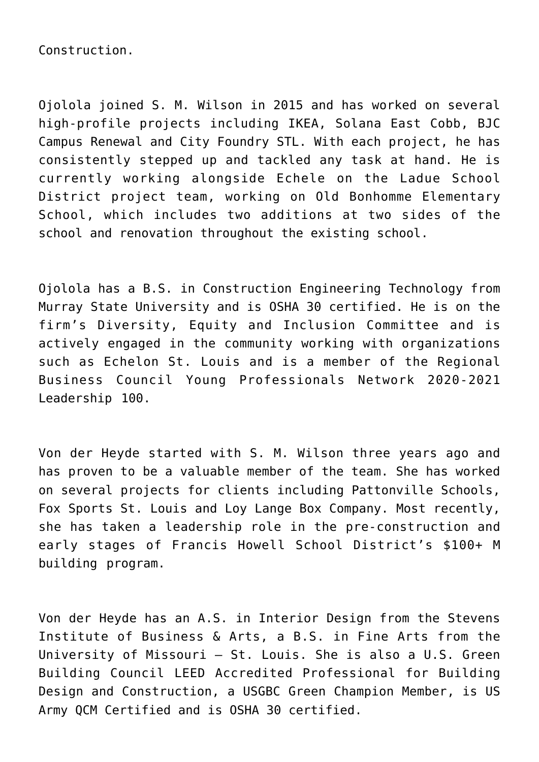Construction.

Ojolola joined S. M. Wilson in 2015 and has worked on several high-profile projects including IKEA, Solana East Cobb, BJC Campus Renewal and City Foundry STL. With each project, he has consistently stepped up and tackled any task at hand. He is currently working alongside Echele on the Ladue School District project team, working on Old Bonhomme Elementary School, which includes two additions at two sides of the school and renovation throughout the existing school.

Ojolola has a B.S. in Construction Engineering Technology from Murray State University and is OSHA 30 certified. He is on the firm's Diversity, Equity and Inclusion Committee and is actively engaged in the community working with organizations such as Echelon St. Louis and is a member of the Regional Business Council Young Professionals Network 2020-2021 Leadership 100.

Von der Heyde started with S. M. Wilson three years ago and has proven to be a valuable member of the team. She has worked on several projects for clients including Pattonville Schools, Fox Sports St. Louis and Loy Lange Box Company. Most recently, she has taken a leadership role in the pre-construction and early stages of Francis Howell School District's $100+ M building program.

Von der Heyde has an A.S. in Interior Design from the Stevens Institute of Business & Arts, a B.S. in Fine Arts from the University of Missouri – St. Louis. She is also a U.S. Green Building Council LEED Accredited Professional for Building Design and Construction, a USGBC Green Champion Member, is US Army QCM Certified and is OSHA 30 certified.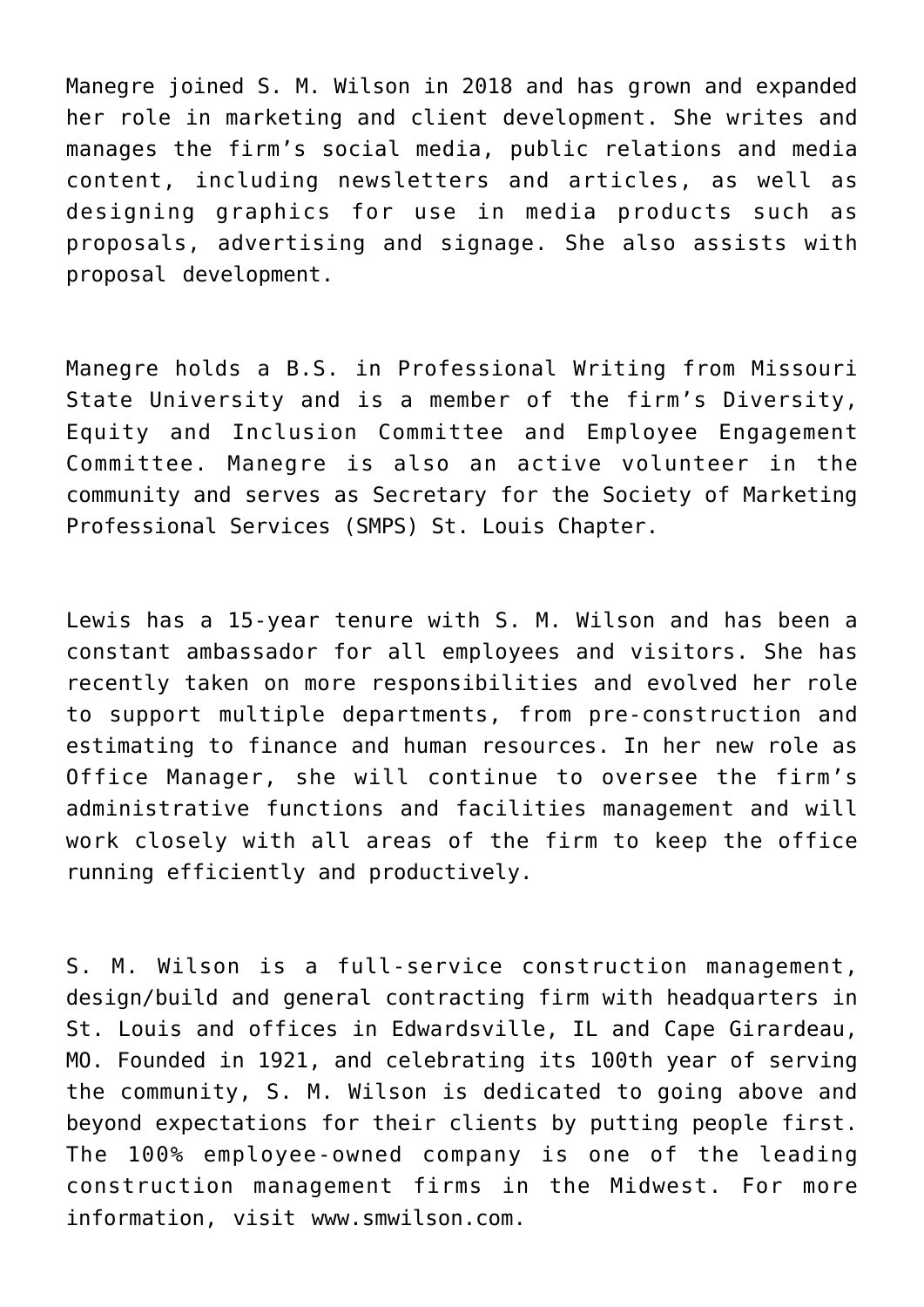Manegre joined S. M. Wilson in 2018 and has grown and expanded her role in marketing and client development. She writes and manages the firm's social media, public relations and media content, including newsletters and articles, as well as designing graphics for use in media products such as proposals, advertising and signage. She also assists with proposal development.

Manegre holds a B.S. in Professional Writing from Missouri State University and is a member of the firm's Diversity, Equity and Inclusion Committee and Employee Engagement Committee. Manegre is also an active volunteer in the community and serves as Secretary for the Society of Marketing Professional Services (SMPS) St. Louis Chapter.

Lewis has a 15-year tenure with S. M. Wilson and has been a constant ambassador for all employees and visitors. She has recently taken on more responsibilities and evolved her role to support multiple departments, from pre-construction and estimating to finance and human resources. In her new role as Office Manager, she will continue to oversee the firm's administrative functions and facilities management and will work closely with all areas of the firm to keep the office running efficiently and productively.

S. M. Wilson is a full-service construction management, design/build and general contracting firm with headquarters in St. Louis and offices in Edwardsville, IL and Cape Girardeau, MO. Founded in 1921, and celebrating its 100th year of serving the community, S. M. Wilson is dedicated to going above and beyond expectations for their clients by putting people first. The 100% employee-owned company is one of the leading construction management firms in the Midwest. For more information, visit www.smwilson.com.